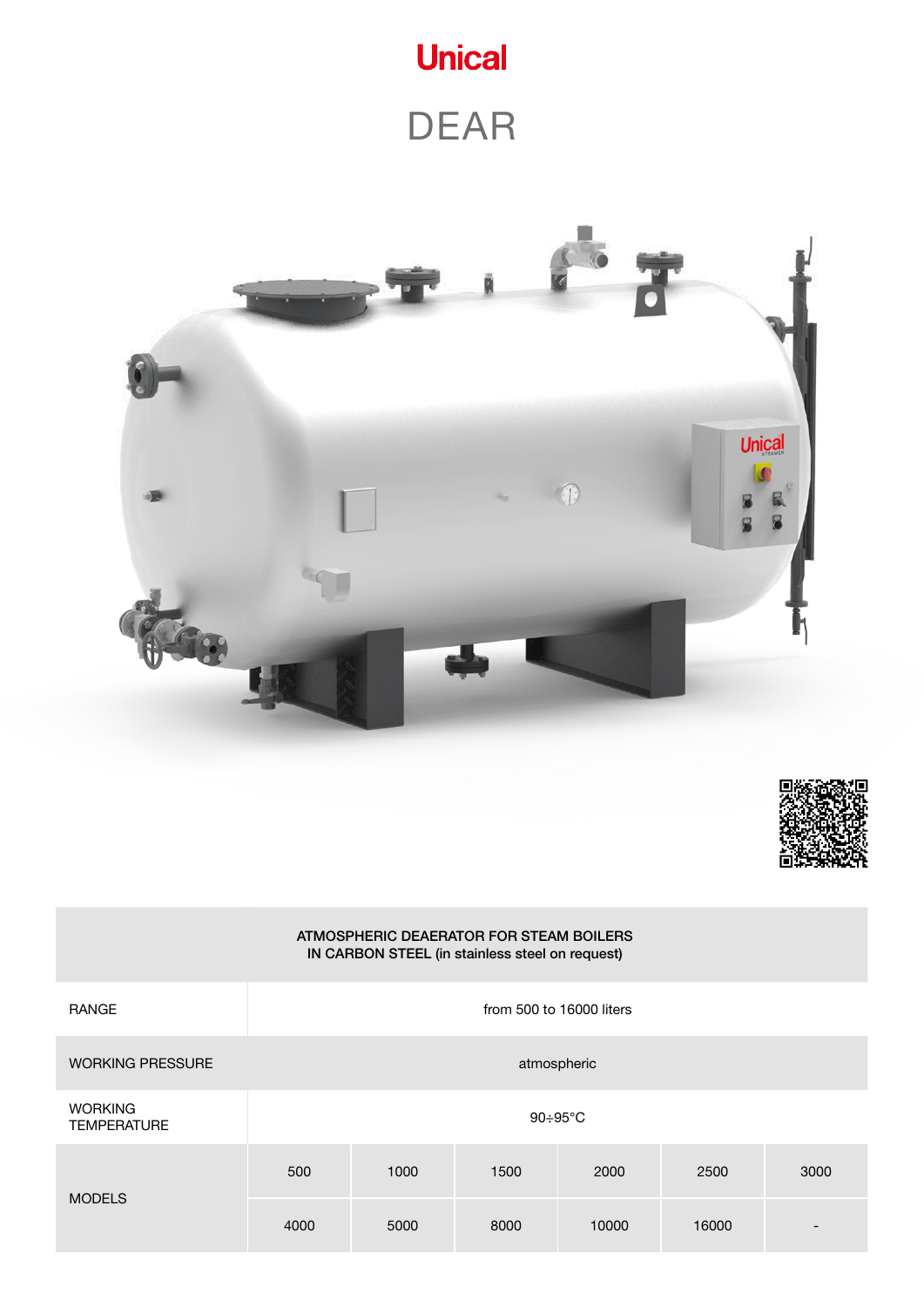# Unical

## DEAR

| ATMOSPHERIC DEAERATOR FOR STEAM BOILERS<br>IN CARBON STEEL (in stainless steel on request) | | | | | | |
|---|---|---|---|---|---|---|
| RANGE | from 500 to 16000 liters | | | | | |
| WORKING PRESSURE | atmospheric | | | | | |
| WORKING TEMPERATURE | 90÷95°C | | | | | |
| MODELS | 500 | 1000 | 1500 | 2000 | 2500 | 3000 |
| | 4000 | 5000 | 8000 | 10000 | 16000 | - |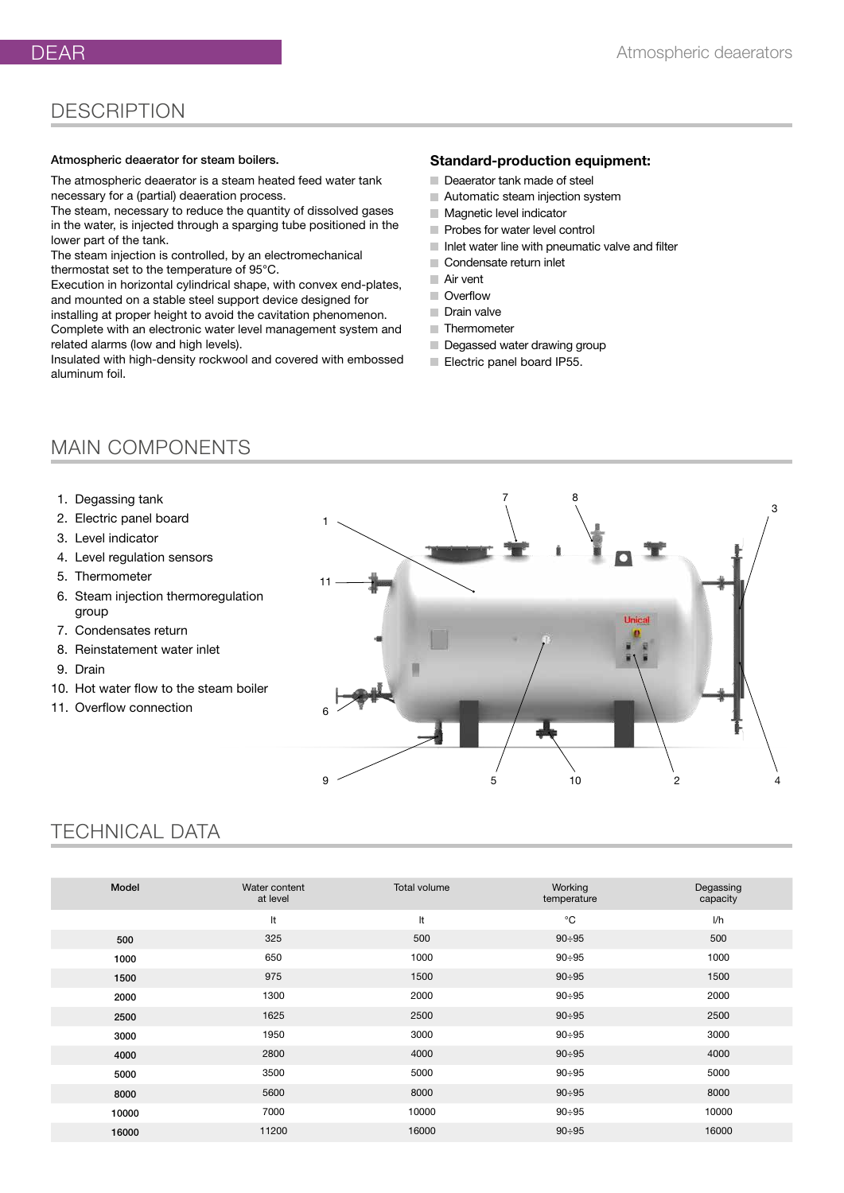## DESCRIPTION

**Atmospheric deaerator for steam boilers.**

The atmospheric deaerator is a steam heated feed water tank necessary for a (partial) deaeration process.
The steam, necessary to reduce the quantity of dissolved gases in the water, is injected through a sparging tube positioned in the lower part of the tank.
The steam injection is controlled, by an electromechanical thermostat set to the temperature of 95°C.
Execution in horizontal cylindrical shape, with convex end-plates, and mounted on a stable steel support device designed for installing at proper height to avoid the cavitation phenomenon.
Complete with an electronic water level management system and related alarms (low and high levels).
Insulated with high-density rockwool and covered with embossed aluminum foil.

### Standard-production equipment:

- Deaerator tank made of steel
- Automatic steam injection system
- Magnetic level indicator
- Probes for water level control
- Inlet water line with pneumatic valve and filter
- Condensate return inlet
- Air vent
- Overflow
- Drain valve
- Thermometer
- Degassed water drawing group
- Electric panel board IP55.

## MAIN COMPONENTS

1. Degassing tank
2. Electric panel board
3. Level indicator
4. Level regulation sensors
5. Thermometer
6. Steam injection thermoregulation group
7. Condensates return
8. Reinstatement water inlet
9. Drain
10. Hot water flow to the steam boiler
11. Overflow connection

## TECHNICAL DATA

| Model | Water content at level | Total volume | Working temperature | Degassing capacity |
|---|---|---|---|---|
| | lt | lt | °C | l/h |
| 500 | 325 | 500 | 90÷95 | 500 |
| 1000 | 650 | 1000 | 90÷95 | 1000 |
| 1500 | 975 | 1500 | 90÷95 | 1500 |
| 2000 | 1300 | 2000 | 90÷95 | 2000 |
| 2500 | 1625 | 2500 | 90÷95 | 2500 |
| 3000 | 1950 | 3000 | 90÷95 | 3000 |
| 4000 | 2800 | 4000 | 90÷95 | 4000 |
| 5000 | 3500 | 5000 | 90÷95 | 5000 |
| 8000 | 5600 | 8000 | 90÷95 | 8000 |
| 10000 | 7000 | 10000 | 90÷95 | 10000 |
| 16000 | 11200 | 16000 | 90÷95 | 16000 |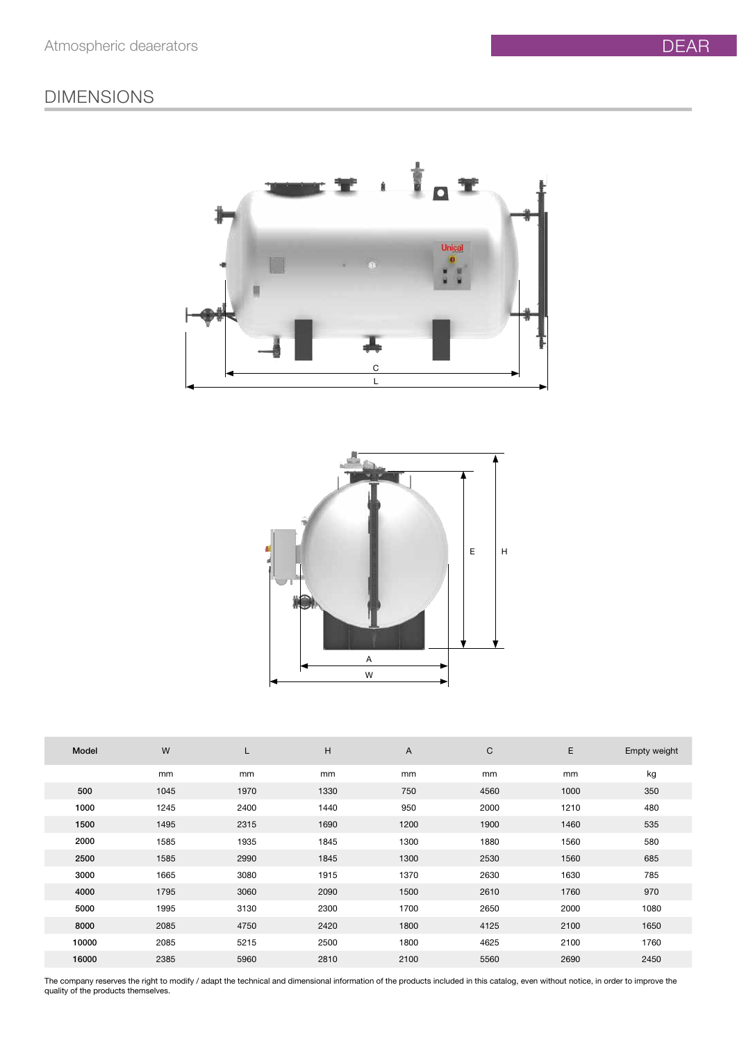## DIMENSIONS

| Model | W | L | H | A | C | E | Empty weight |
|---|---|---|---|---|---|---|---|
| | mm | mm | mm | mm | mm | mm | kg |
| 500 | 1045 | 1970 | 1330 | 750 | 4560 | 1000 | 350 |
| 1000 | 1245 | 2400 | 1440 | 950 | 2000 | 1210 | 480 |
| 1500 | 1495 | 2315 | 1690 | 1200 | 1900 | 1460 | 535 |
| 2000 | 1585 | 1935 | 1845 | 1300 | 1880 | 1560 | 580 |
| 2500 | 1585 | 2990 | 1845 | 1300 | 2530 | 1560 | 685 |
| 3000 | 1665 | 3080 | 1915 | 1370 | 2630 | 1630 | 785 |
| 4000 | 1795 | 3060 | 2090 | 1500 | 2610 | 1760 | 970 |
| 5000 | 1995 | 3130 | 2300 | 1700 | 2650 | 2000 | 1080 |
| 8000 | 2085 | 4750 | 2420 | 1800 | 4125 | 2100 | 1650 |
| 10000 | 2085 | 5215 | 2500 | 1800 | 4625 | 2100 | 1760 |
| 16000 | 2385 | 5960 | 2810 | 2100 | 5560 | 2690 | 2450 |

The company reserves the right to modify / adapt the technical and dimensional information of the products included in this catalog, even without notice, in order to improve the quality of the products themselves.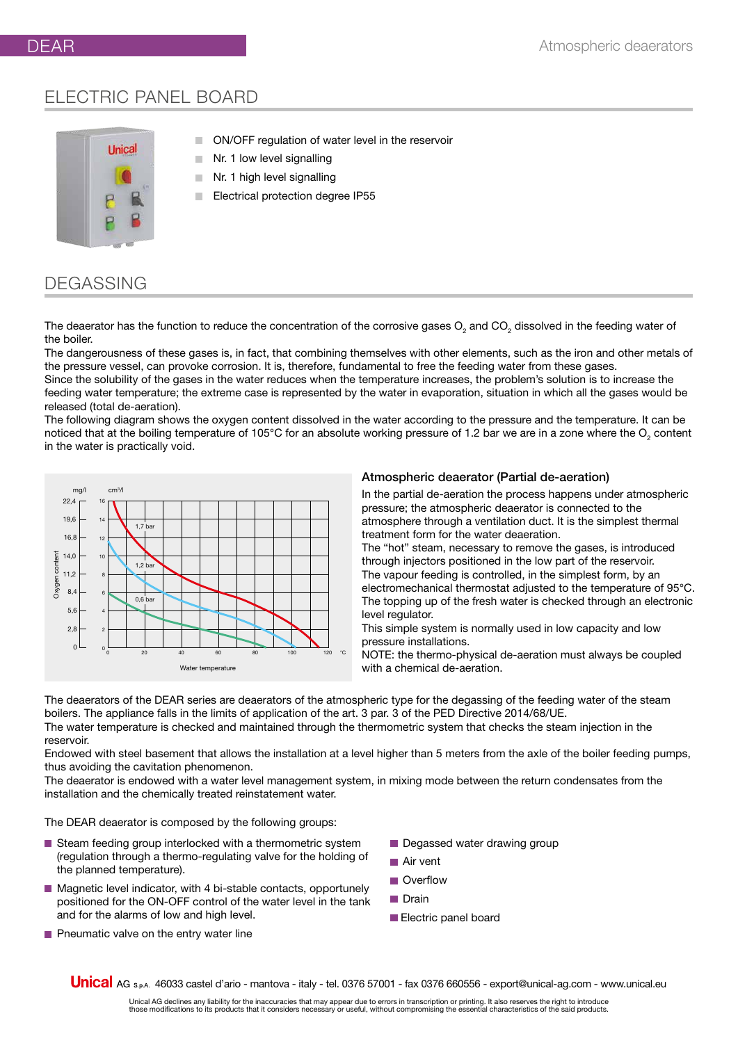## ELECTRIC PANEL BOARD

- ON/OFF regulation of water level in the reservoir
- Nr. 1 low level signalling
- Nr. 1 high level signalling
- Electrical protection degree IP55

## DEGASSING

The deaerator has the function to reduce the concentration of the corrosive gases $O_2$ and $CO_2$ dissolved in the feeding water of the boiler.
The dangerousness of these gases is, in fact, that combining themselves with other elements, such as the iron and other metals of the pressure vessel, can provoke corrosion. It is, therefore, fundamental to free the feeding water from these gases.
Since the solubility of the gases in the water reduces when the temperature increases, the problem's solution is to increase the feeding water temperature; the extreme case is represented by the water in evaporation, situation in which all the gases would be released (total de-aeration).
The following diagram shows the oxygen content dissolved in the water according to the pressure and the temperature. It can be noticed that at the boiling temperature of 105°C for an absolute working pressure of 1.2 bar we are in a zone where the $O_2$ content in the water is practically void.

mg/l
cm³/l
22,4
19,6
16,8
14,0
11,2
8,4
5,6
2,8
0
16
14
12
10
8
6
4
2
0
Oxygen content
1,7 bar
1,2 bar
0,6 bar
0
20
40
60
80
100
120
°C
Water temperature

### Atmospheric deaerator (Partial de-aeration)

In the partial de-aeration the process happens under atmospheric pressure; the atmospheric deaerator is connected to the atmosphere through a ventilation duct. It is the simplest thermal treatment form for the water deaeration.
The "hot" steam, necessary to remove the gases, is introduced through injectors positioned in the low part of the reservoir.
The vapour feeding is controlled, in the simplest form, by an electromechanical thermostat adjusted to the temperature of 95°C.
The topping up of the fresh water is checked through an electronic level regulator.
This simple system is normally used in low capacity and low pressure installations.
NOTE: the thermo-physical de-aeration must always be coupled with a chemical de-aeration.

The deaerators of the DEAR series are deaerators of the atmospheric type for the degassing of the feeding water of the steam boilers. The appliance falls in the limits of application of the art. 3 par. 3 of the PED Directive 2014/68/UE.
The water temperature is checked and maintained through the thermometric system that checks the steam injection in the reservoir.
Endowed with steel basement that allows the installation at a level higher than 5 meters from the axle of the boiler feeding pumps, thus avoiding the cavitation phenomenon.
The deaerator is endowed with a water level management system, in mixing mode between the return condensates from the installation and the chemically treated reinstatement water.

The DEAR deaerator is composed by the following groups:

- Steam feeding group interlocked with a thermostatic system (regulation through a thermo-regulating valve for the holding of the planned temperature).
- Magnetic level indicator, with 4 bi-stable contacts, opportunely positioned for the ON-OFF control of the water level in the tank and for the alarms of low and high level.
- Pneumatic valve on the entry water line
- Degassed water drawing group
- Air vent
- Overflow
- Drain
- Electric panel board

**Unical** AG S.p.A. 46033 castel d'ario - mantova - italy - tel. 0376 57001 - fax 0376 660556 - export@unical-ag.com - www.unical.eu

Unical AG declines any liability for the inaccuracies that may appear due to errors in transcription or printing. It also reserves the right to introduce those modifications to its products that it considers necessary or useful, without compromising the essential characteristics of the said products.